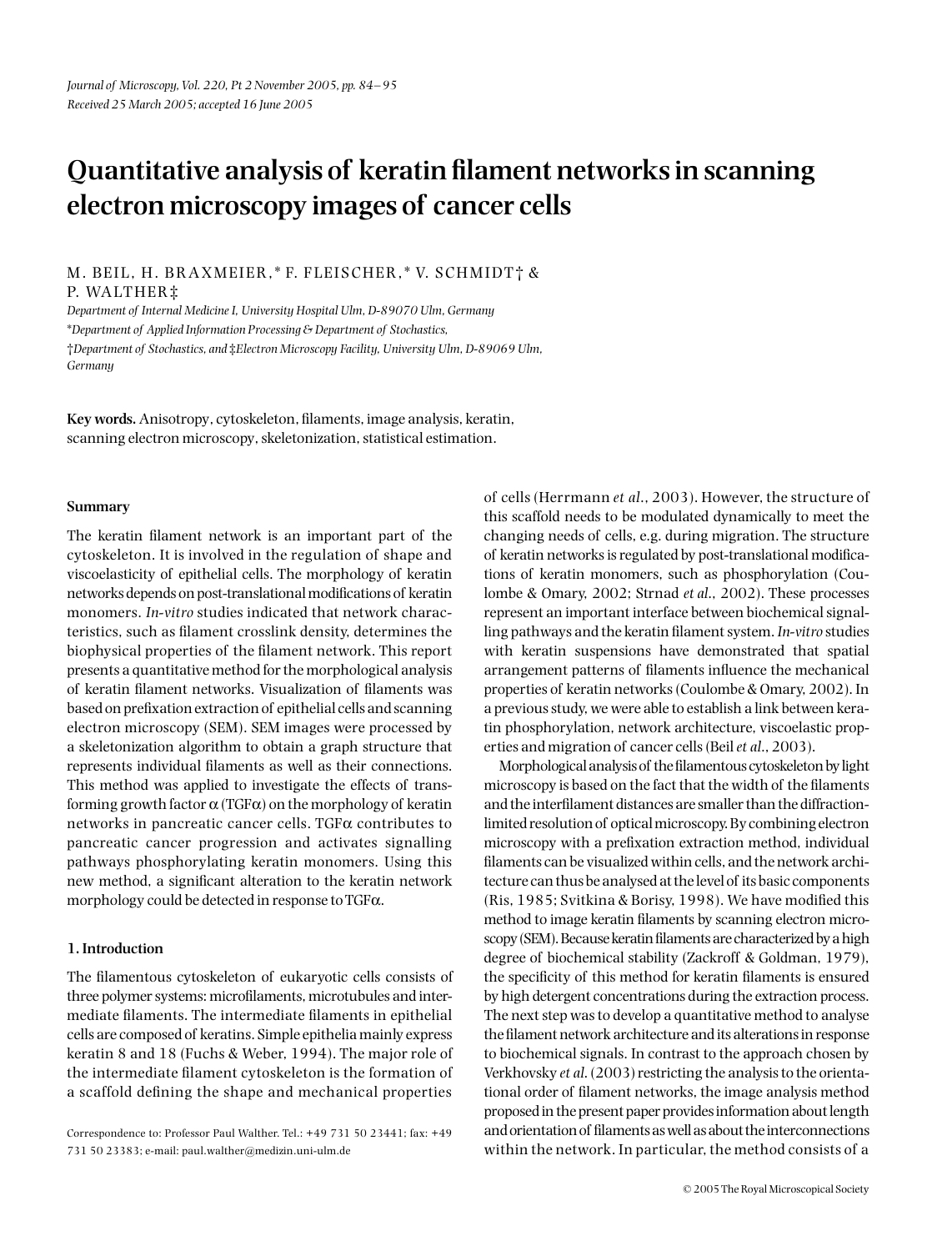*Journal of Microscopy, Vol. 220, Pt 2 November 2005, pp. 84–95*
*Received 25 March 2005; accepted 16 June 2005*

# Quantitative analysis of keratin filament networks in scanning electron microscopy images of cancer cells

M. BEIL, H. BRAXMEIER,* F. FLEISCHER,* V. SCHMIDT† & P. WALTHER‡

*Department of Internal Medicine I, University Hospital Ulm, D-89070 Ulm, Germany*
*\*Department of Applied Information Processing & Department of Stochastics,*
*†Department of Stochastics, and ‡Electron Microscopy Facility, University Ulm, D-89069 Ulm, Germany*

**Key words.** Anisotropy, cytoskeleton, filaments, image analysis, keratin, scanning electron microscopy, skeletonization, statistical estimation.

### Summary

The keratin filament network is an important part of the cytoskeleton. It is involved in the regulation of shape and viscoelasticity of epithelial cells. The morphology of keratin networks depends on post-translational modifications of keratin monomers. *In-vitro* studies indicated that network characteristics, such as filament crosslink density, determines the biophysical properties of the filament network. This report presents a quantitative method for the morphological analysis of keratin filament networks. Visualization of filaments was based on prefixation extraction of epithelial cells and scanning electron microscopy (SEM). SEM images were processed by a skeletonization algorithm to obtain a graph structure that represents individual filaments as well as their connections. This method was applied to investigate the effects of transforming growth factor $\alpha$ (TGF$\alpha$) on the morphology of keratin networks in pancreatic cancer cells. TGF$\alpha$ contributes to pancreatic cancer progression and activates signalling pathways phosphorylating keratin monomers. Using this new method, a significant alteration to the keratin network morphology could be detected in response to TGF$\alpha$.

### 1. Introduction

The filamentous cytoskeleton of eukaryotic cells consists of three polymer systems: microfilaments, microtubules and intermediate filaments. The intermediate filaments in epithelial cells are composed of keratins. Simple epithelia mainly express keratin 8 and 18 (Fuchs & Weber, 1994). The major role of the intermediate filament cytoskeleton is the formation of a scaffold defining the shape and mechanical properties of cells (Herrmann *et al.*, 2003). However, the structure of this scaffold needs to be modulated dynamically to meet the changing needs of cells, e.g. during migration. The structure of keratin networks is regulated by post-translational modifications of keratin monomers, such as phosphorylation (Coulombe & Omary, 2002; Strnad *et al.*, 2002). These processes represent an important interface between biochemical signalling pathways and the keratin filament system. *In-vitro* studies with keratin suspensions have demonstrated that spatial arrangement patterns of filaments influence the mechanical properties of keratin networks (Coulombe & Omary, 2002). In a previous study, we were able to establish a link between keratin phosphorylation, network architecture, viscoelastic properties and migration of cancer cells (Beil *et al.*, 2003).

Morphological analysis of the filamentous cytoskeleton by light microscopy is based on the fact that the width of the filaments and the interfilament distances are smaller than the diffraction-limited resolution of optical microscopy. By combining electron microscopy with a prefixation extraction method, individual filaments can be visualized within cells, and the network architecture can thus be analysed at the level of its basic components (Ris, 1985; Svitkina & Borisy, 1998). We have modified this method to image keratin filaments by scanning electron microscopy (SEM). Because keratin filaments are characterized by a high degree of biochemical stability (Zackroff & Goldman, 1979), the specificity of this method for keratin filaments is ensured by high detergent concentrations during the extraction process. The next step was to develop a quantitative method to analyse the filament network architecture and its alterations in response to biochemical signals. In contrast to the approach chosen by Verkhovsky *et al.* (2003) restricting the analysis to the orientational order of filament networks, the image analysis method proposed in the present paper provides information about length and orientation of filaments as well as about the interconnections within the network. In particular, the method consists of a

Correspondence to: Professor Paul Walther. Tel.: +49 731 50 23441; fax: +49 731 50 23383; e-mail: paul.walther@medizin.uni-ulm.de

© 2005 The Royal Microscopical Society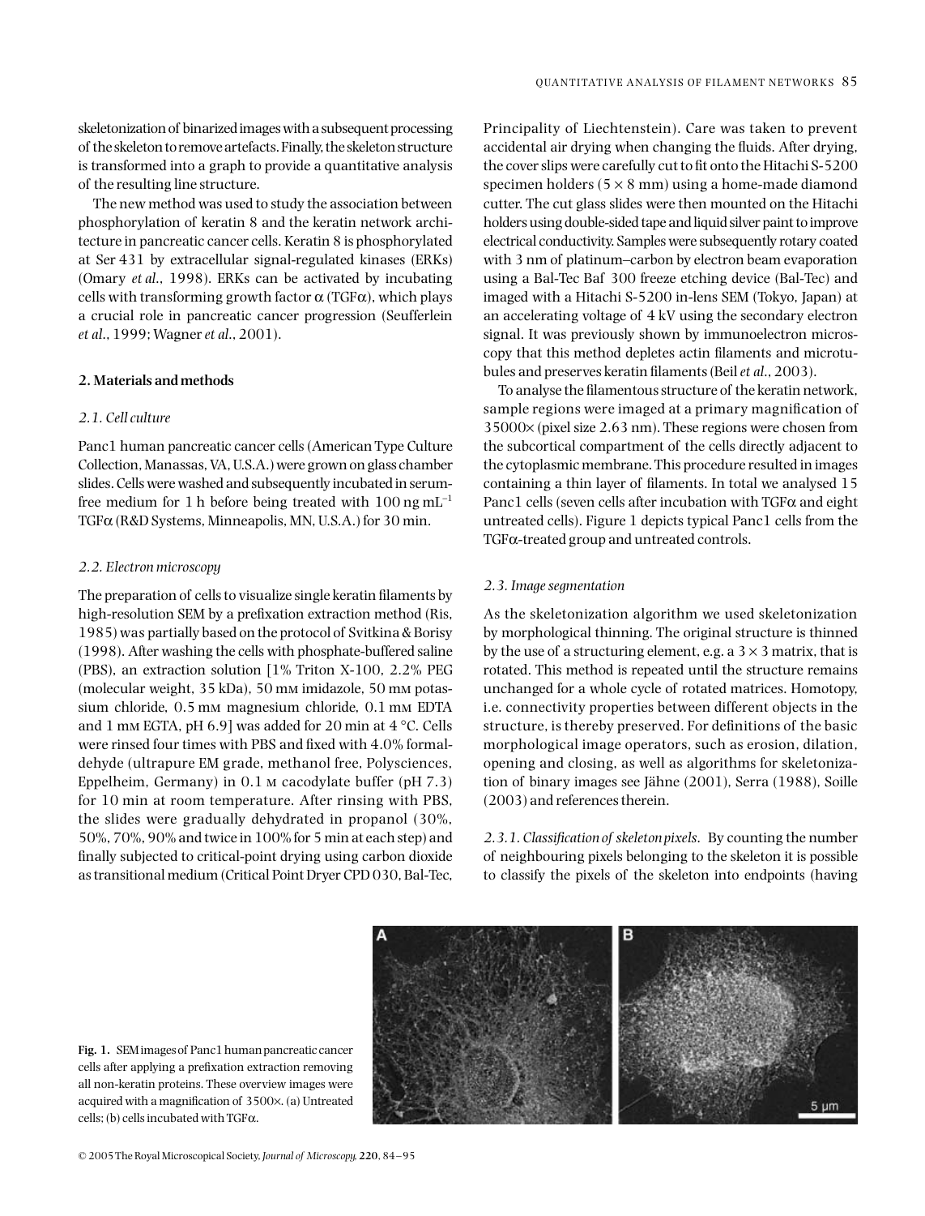skeletonization of binarized images with a subsequent processing of the skeleton to remove artefacts. Finally, the skeleton structure is transformed into a graph to provide a quantitative analysis of the resulting line structure.

The new method was used to study the association between phosphorylation of keratin 8 and the keratin network architecture in pancreatic cancer cells. Keratin 8 is phosphorylated at Ser 431 by extracellular signal-regulated kinases (ERKs) (Omary *et al*., 1998). ERKs can be activated by incubating cells with transforming growth factor α (TGFα), which plays a crucial role in pancreatic cancer progression (Seufferlein *et al*., 1999; Wagner *et al*., 2001).

## 2. Materials and methods

### *2.1. Cell culture*

Panc1 human pancreatic cancer cells (American Type Culture Collection, Manassas, VA, U.S.A.) were grown on glass chamber slides. Cells were washed and subsequently incubated in serum-free medium for 1 h before being treated with 100 ng mL$^{-1}$ TGFα (R&D Systems, Minneapolis, MN, U.S.A.) for 30 min.

### *2.2. Electron microscopy*

The preparation of cells to visualize single keratin filaments by high-resolution SEM by a prefixation extraction method (Ris, 1985) was partially based on the protocol of Svitkina & Borisy (1998). After washing the cells with phosphate-buffered saline (PBS), an extraction solution [1% Triton X-100, 2.2% PEG (molecular weight, 35 kDa), 50 mM imidazole, 50 mM potassium chloride, 0.5 mM magnesium chloride, 0.1 mM EDTA and 1 mM EGTA, pH 6.9] was added for 20 min at 4 °C. Cells were rinsed four times with PBS and fixed with 4.0% formaldehyde (ultrapure EM grade, methanol free, Polysciences, Eppelheim, Germany) in 0.1 M cacodylate buffer (pH 7.3) for 10 min at room temperature. After rinsing with PBS, the slides were gradually dehydrated in propanol (30%, 50%, 70%, 90% and twice in 100% for 5 min at each step) and finally subjected to critical-point drying using carbon dioxide as transitional medium (Critical Point Dryer CPD 030, Bal-Tec, Principality of Liechtenstein). Care was taken to prevent accidental air drying when changing the fluids. After drying, the cover slips were carefully cut to fit onto the Hitachi S-5200 specimen holders (5 × 8 mm) using a home-made diamond cutter. The cut glass slides were then mounted on the Hitachi holders using double-sided tape and liquid silver paint to improve electrical conductivity. Samples were subsequently rotary coated with 3 nm of platinum–carbon by electron beam evaporation using a Bal-Tec Baf 300 freeze etching device (Bal-Tec) and imaged with a Hitachi S-5200 in-lens SEM (Tokyo, Japan) at an accelerating voltage of 4 kV using the secondary electron signal. It was previously shown by immunoelectron microscopy that this method depletes actin filaments and microtubules and preserves keratin filaments (Beil *et al*., 2003).

To analyse the filamentous structure of the keratin network, sample regions were imaged at a primary magnification of 35000× (pixel size 2.63 nm). These regions were chosen from the subcortical compartment of the cells directly adjacent to the cytoplasmic membrane. This procedure resulted in images containing a thin layer of filaments. In total we analysed 15 Panc1 cells (seven cells after incubation with TGFα and eight untreated cells). Figure 1 depicts typical Panc1 cells from the TGFα-treated group and untreated controls.

### *2.3. Image segmentation*

As the skeletonization algorithm we used skeletonization by morphological thinning. The original structure is thinned by the use of a structuring element, e.g. a 3 × 3 matrix, that is rotated. This method is repeated until the structure remains unchanged for a whole cycle of rotated matrices. Homotopy, i.e. connectivity properties between different objects in the structure, is thereby preserved. For definitions of the basic morphological image operators, such as erosion, dilation, opening and closing, as well as algorithms for skeletonization of binary images see Jähne (2001), Serra (1988), Soille (2003) and references therein.

*2.3.1. Classification of skeleton pixels.* By counting the number of neighbouring pixels belonging to the skeleton it is possible to classify the pixels of the skeleton into endpoints (having

**Fig. 1.** SEM images of Panc1 human pancreatic cancer cells after applying a prefixation extraction removing all non-keratin proteins. These overview images were acquired with a magnification of 3500×. (a) Untreated cells; (b) cells incubated with TGFα.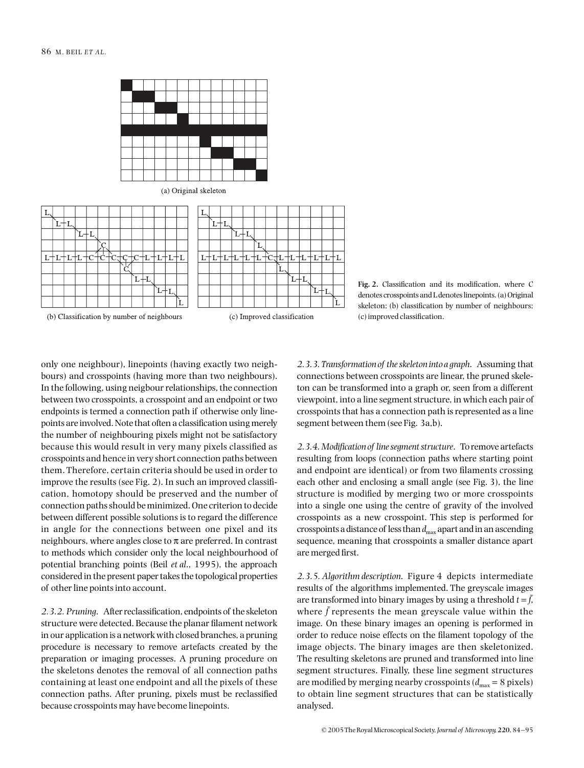Fig. 2. Classification and its modification, where C denotes crosspoints and L denotes linepoints. (a) Original skeleton; (b) classification by number of neighbours; (c) improved classification.

only one neighbour), linepoints (having exactly two neighbours) and crosspoints (having more than two neighbours). In the following, using neigbour relationships, the connection between two crosspoints, a crosspoint and an endpoint or two endpoints is termed a connection path if otherwise only linepoints are involved. Note that often a classification using merely the number of neighbouring pixels might not be satisfactory because this would result in very many pixels classified as crosspoints and hence in very short connection paths between them. Therefore, certain criteria should be used in order to improve the results (see Fig. 2). In such an improved classification, homotopy should be preserved and the number of connection paths should be minimized. One criterion to decide between different possible solutions is to regard the difference in angle for the connections between one pixel and its neighbours, where angles close to π are preferred. In contrast to methods which consider only the local neighbourhood of potential branching points (Beil *et al.*, 1995), the approach considered in the present paper takes the topological properties of other line points into account.

*2.3.2. Pruning.* After reclassification, endpoints of the skeleton structure were detected. Because the planar filament network in our application is a network with closed branches, a pruning procedure is necessary to remove artefacts created by the preparation or imaging processes. A pruning procedure on the skeletons denotes the removal of all connection paths containing at least one endpoint and all the pixels of these connection paths. After pruning, pixels must be reclassified because crosspoints may have become linepoints.

*2.3.3. Transformation of the skeleton into a graph.* Assuming that connections between crosspoints are linear, the pruned skeleton can be transformed into a graph or, seen from a different viewpoint, into a line segment structure, in which each pair of crosspoints that has a connection path is represented as a line segment between them (see Fig. 3a,b).

*2.3.4. Modification of line segment structure.* To remove artefacts resulting from loops (connection paths where starting point and endpoint are identical) or from two filaments crossing each other and enclosing a small angle (see Fig. 3), the line structure is modified by merging two or more crosspoints into a single one using the centre of gravity of the involved crosspoints as a new crosspoint. This step is performed for crosspoints a distance of less than $d_{max}$ apart and in an ascending sequence, meaning that crosspoints a smaller distance apart are merged first.

*2.3.5. Algorithm description.* Figure 4 depicts intermediate results of the algorithms implemented. The greyscale images are transformed into binary images by using a threshold $t = \bar{f}$, where $\bar{f}$ represents the mean greyscale value within the image. On these binary images an opening is performed in order to reduce noise effects on the filament topology of the image objects. The binary images are then skeletonized. The resulting skeletons are pruned and transformed into line segment structures. Finally, these line segment structures are modified by merging nearby crosspoints ($d_{max}$ = 8 pixels) to obtain line segment structures that can be statistically analysed.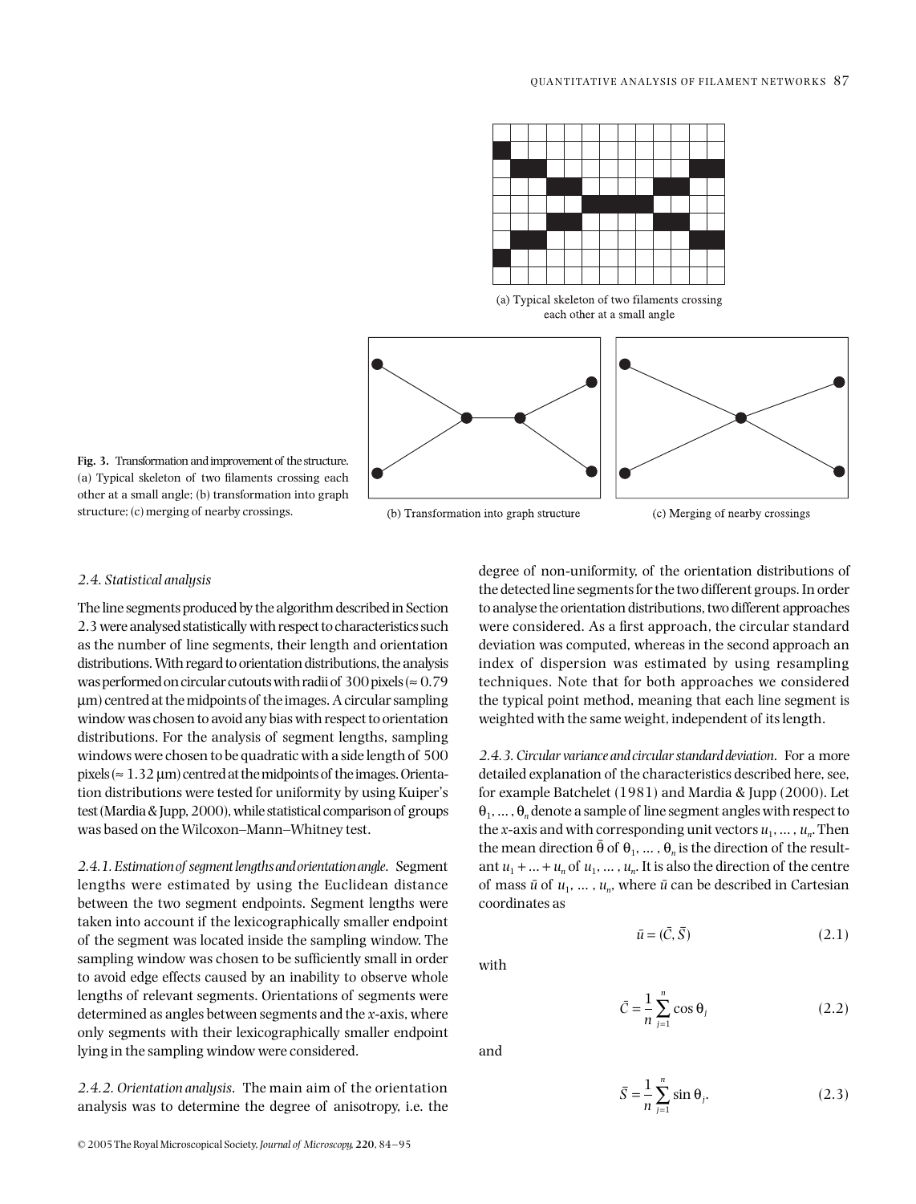(a) Typical skeleton of two filaments crossing each other at a small angle

(b) Transformation into graph structure

(c) Merging of nearby crossings

**Fig. 3.** Transformation and improvement of the structure. (a) Typical skeleton of two filaments crossing each other at a small angle; (b) transformation into graph structure; (c) merging of nearby crossings.

### *2.4. Statistical analysis*

The line segments produced by the algorithm described in Section 2.3 were analysed statistically with respect to characteristics such as the number of line segments, their length and orientation distributions. With regard to orientation distributions, the analysis was performed on circular cutouts with radii of 300 pixels (≈ 0.79 μm) centred at the midpoints of the images. A circular sampling window was chosen to avoid any bias with respect to orientation distributions. For the analysis of segment lengths, sampling windows were chosen to be quadratic with a side length of 500 pixels (≈ 1.32 μm) centred at the midpoints of the images. Orientation distributions were tested for uniformity by using Kuiper's test (Mardia & Jupp, 2000), while statistical comparison of groups was based on the Wilcoxon–Mann–Whitney test.

*2.4.1. Estimation of segment lengths and orientation angle.* Segment lengths were estimated by using the Euclidean distance between the two segment endpoints. Segment lengths were taken into account if the lexicographically smaller endpoint of the segment was located inside the sampling window. The sampling window was chosen to be sufficiently small in order to avoid edge effects caused by an inability to observe whole lengths of relevant segments. Orientations of segments were determined as angles between segments and the *x*-axis, where only segments with their lexicographically smaller endpoint lying in the sampling window were considered.

*2.4.2. Orientation analysis.* The main aim of the orientation analysis was to determine the degree of anisotropy, i.e. the degree of non-uniformity, of the orientation distributions of the detected line segments for the two different groups. In order to analyse the orientation distributions, two different approaches were considered. As a first approach, the circular standard deviation was computed, whereas in the second approach an index of dispersion was estimated by using resampling techniques. Note that for both approaches we considered the typical point method, meaning that each line segment is weighted with the same weight, independent of its length.

*2.4.3. Circular variance and circular standard deviation.* For a more detailed explanation of the characteristics described here, see, for example Batchelet (1981) and Mardia & Jupp (2000). Let $\theta_1, \ldots, \theta_n$ denote a sample of line segment angles with respect to the *x*-axis and with corresponding unit vectors $u_1, \ldots, u_n$. Then the mean direction $\bar{\theta}$ of $\theta_1, \ldots, \theta_n$ is the direction of the resultant $u_1 + \ldots + u_n$ of $u_1, \ldots, u_n$. It is also the direction of the centre of mass $\bar{u}$ of $u_1, \ldots, u_n$, where $\bar{u}$ can be described in Cartesian coordinates as

$$\bar{u} = (\bar{C}, \bar{S}) \tag{2.1}$$

with

$$\bar{C} = \frac{1}{n} \sum_{j=1}^{n} \cos \theta_j \tag{2.2}$$

and

$$\bar{S} = \frac{1}{n} \sum_{j=1}^{n} \sin \theta_j . \tag{2.3}$$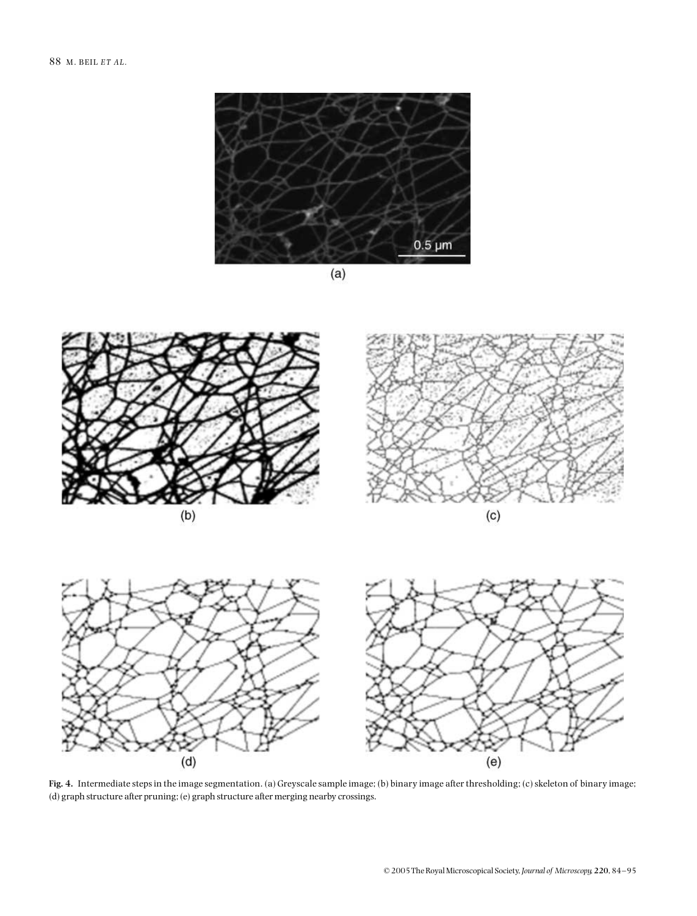**Fig. 4.** Intermediate steps in the image segmentation. (a) Greyscale sample image; (b) binary image after thresholding; (c) skeleton of binary image; (d) graph structure after pruning; (e) graph structure after merging nearby crossings.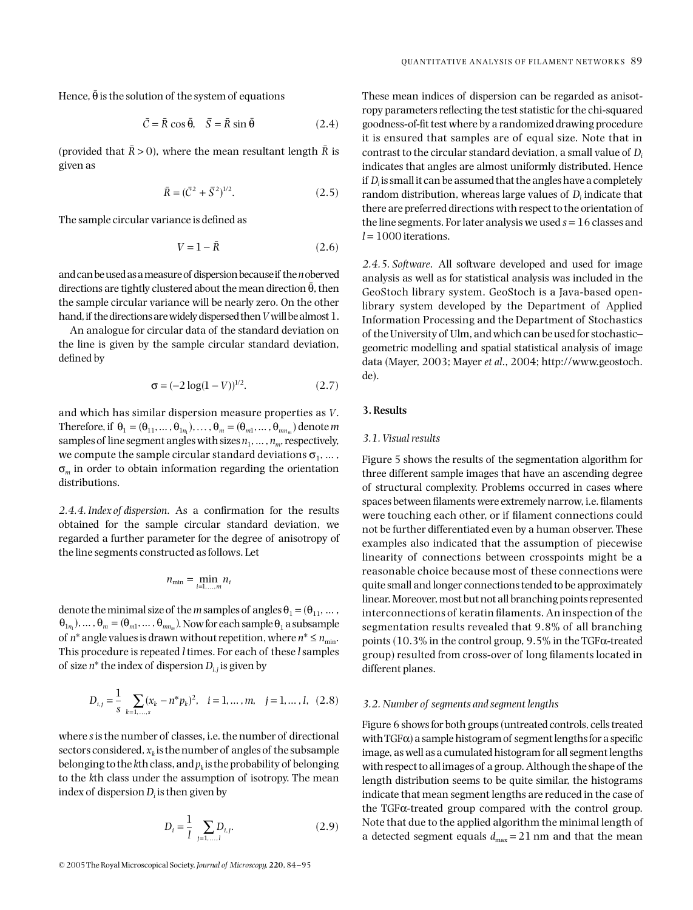Hence, $\bar{\theta}$ is the solution of the system of equations

$$\bar{C} = \bar{R}\cos\bar{\theta}, \quad \bar{S} = \bar{R}\sin\bar{\theta} \tag{2.4}$$

(provided that $\bar{R} > 0$), where the mean resultant length $\bar{R}$ is given as

$$\bar{R} = (\bar{C}^2 + \bar{S}^2)^{1/2}. \tag{2.5}$$

The sample circular variance is defined as

$$V = 1 - \bar{R} \tag{2.6}$$

and can be used as a measure of dispersion because if the $n$ oberved directions are tightly clustered about the mean direction $\bar{\theta}$, then the sample circular variance will be nearly zero. On the other hand, if the directions are widely dispersed then $V$ will be almost 1.

An analogue for circular data of the standard deviation on the line is given by the sample circular standard deviation, defined by

$$\sigma = (-2\log(1 - V))^{1/2}. \tag{2.7}$$

and which has similar dispersion measure properties as $V$. Therefore, if $\theta_1 = (\theta_{11}, \ldots, \theta_{1n_1}), \ldots, \theta_m = (\theta_{m1}, \ldots, \theta_{mn_m})$ denote $m$ samples of line segment angles with sizes $n_1, \ldots, n_m$, respectively, we compute the sample circular standard deviations $\sigma_1, \ldots, \sigma_m$ in order to obtain information regarding the orientation distributions.

*2.4.4. Index of dispersion.* As a confirmation for the results obtained for the sample circular standard deviation, we regarded a further parameter for the degree of anisotropy of the line segments constructed as follows. Let

$$n_{\min} = \min_{i=1,\ldots,m} n_i$$

denote the minimal size of the $m$ samples of angles $\theta_1 = (\theta_{11}, \ldots, \theta_{1n_1}), \ldots, \theta_m = (\theta_{m1}, \ldots, \theta_{mn_m})$. Now for each sample $\theta_1$ a subsample of $n^*$ angle values is drawn without repetition, where $n^* \le n_{\min}$. This procedure is repeated $l$ times. For each of these $l$ samples of size $n^*$ the index of dispersion $D_{i,j}$ is given by

$$D_{i,j} = \frac{1}{s}\sum_{k=1,\ldots,s}(x_k - n^* p_k)^2, \quad i = 1, \ldots, m, \quad j = 1, \ldots, l, \tag{2.8}$$

where $s$ is the number of classes, i.e. the number of directional sectors considered, $x_k$ is the number of angles of the subsample belonging to the $k$th class, and $p_k$ is the probability of belonging to the $k$th class under the assumption of isotropy. The mean index of dispersion $D_i$ is then given by

$$D_i = \frac{1}{l}\sum_{j=1,\ldots,l} D_{i,j}. \tag{2.9}$$

These mean indices of dispersion can be regarded as anisotropy parameters reflecting the test statistic for the chi-squared goodness-of-fit test where by a randomized drawing procedure it is ensured that samples are of equal size. Note that in contrast to the circular standard deviation, a small value of $D_i$ indicates that angles are almost uniformly distributed. Hence if $D_i$ is small it can be assumed that the angles have a completely random distribution, whereas large values of $D_i$ indicate that there are preferred directions with respect to the orientation of the line segments. For later analysis we used $s = 16$ classes and $l = 1000$ iterations.

*2.4.5. Software.* All software developed and used for image analysis as well as for statistical analysis was included in the GeoStoch library system. GeoStoch is a Java-based open-library system developed by the Department of Applied Information Processing and the Department of Stochastics of the University of Ulm, and which can be used for stochastic–geometric modelling and spatial statistical analysis of image data (Mayer, 2003; Mayer *et al.*, 2004; http://www.geostoch.de).

## 3. Results

### *3.1. Visual results*

Figure 5 shows the results of the segmentation algorithm for three different sample images that have an ascending degree of structural complexity. Problems occurred in cases where spaces between filaments were extremely narrow, i.e. filaments were touching each other, or if filament connections could not be further differentiated even by a human observer. These examples also indicated that the assumption of piecewise linearity of connections between crosspoints might be a reasonable choice because most of these connections were quite small and longer connections tended to be approximately linear. Moreover, most but not all branching points represented interconnections of keratin filaments. An inspection of the segmentation results revealed that 9.8% of all branching points (10.3% in the control group, 9.5% in the TGFα-treated group) resulted from cross-over of long filaments located in different planes.

### *3.2. Number of segments and segment lengths*

Figure 6 shows for both groups (untreated controls, cells treated with TGFα) a sample histogram of segment lengths for a specific image, as well as a cumulated histogram for all segment lengths with respect to all images of a group. Although the shape of the length distribution seems to be quite similar, the histograms indicate that mean segment lengths are reduced in the case of the TGFα-treated group compared with the control group. Note that due to the applied algorithm the minimal length of a detected segment equals $d_{\max} = 21$ nm and that the mean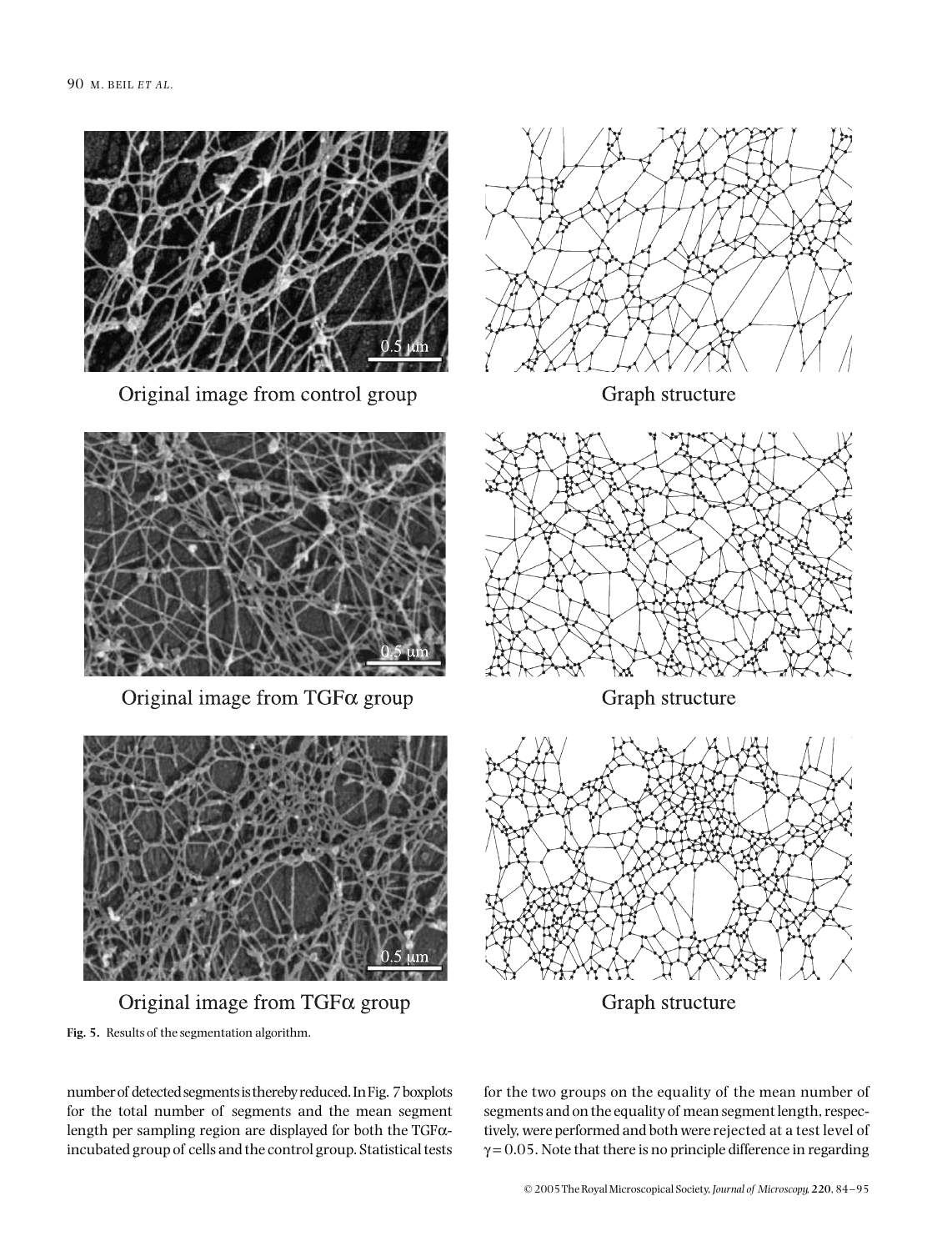Original image from control group

Graph structure

Original image from TGFα group

Graph structure

Original image from TGFα group

Graph structure

**Fig. 5.** Results of the segmentation algorithm.

number of detected segments is thereby reduced. In Fig. 7 boxplots for the total number of segments and the mean segment length per sampling region are displayed for both the TGFα-incubated group of cells and the control group. Statistical tests for the two groups on the equality of the mean number of segments and on the equality of mean segment length, respectively, were performed and both were rejected at a test level of $\gamma = 0.05$. Note that there is no principle difference in regarding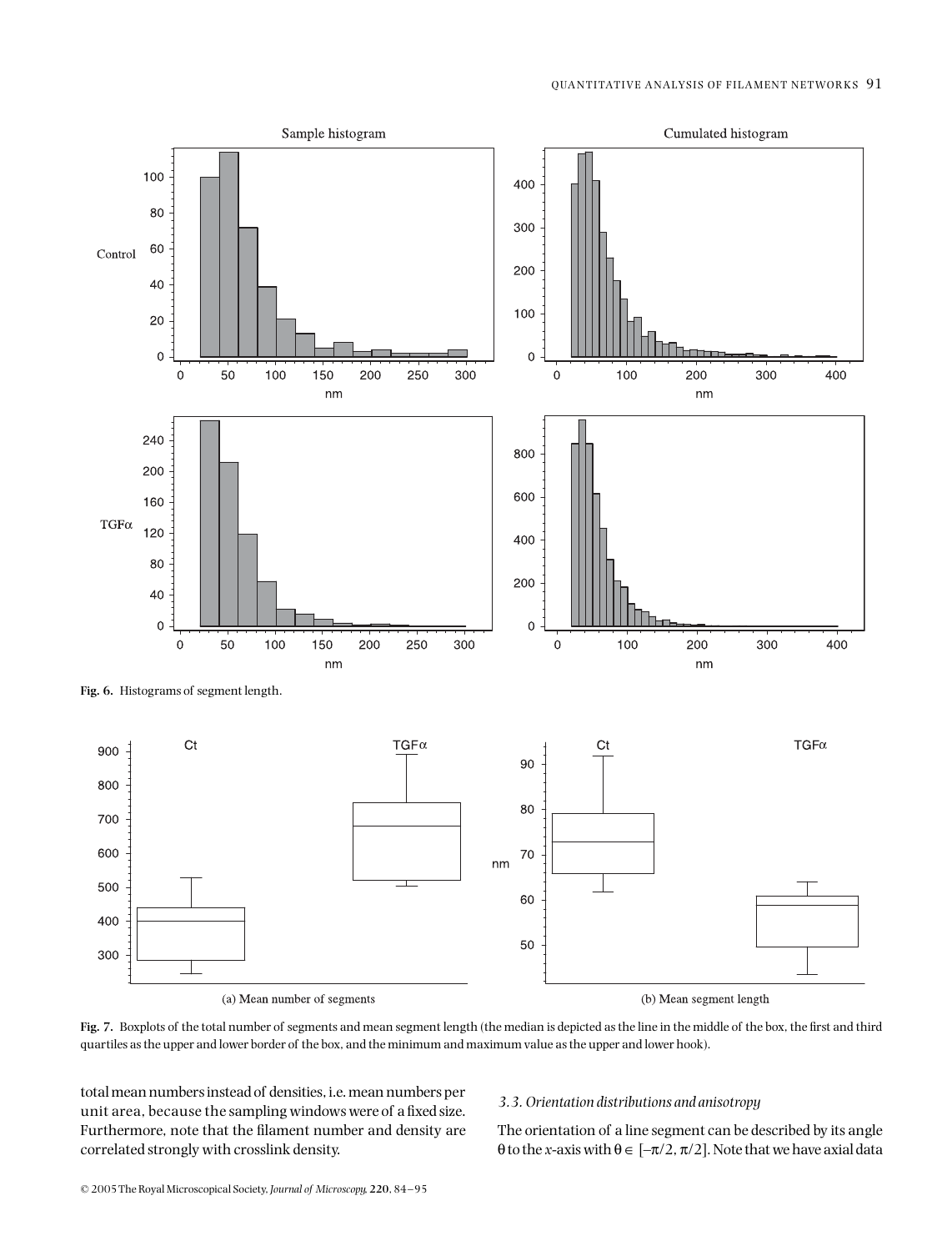Fig. 6. Histograms of segment length.

Fig. 7. Boxplots of the total number of segments and mean segment length (the median is depicted as the line in the middle of the box, the first and third quartiles as the upper and lower border of the box, and the minimum and maximum value as the upper and lower hook).

total mean numbers instead of densities, i.e. mean numbers per unit area, because the sampling windows were of a fixed size. Furthermore, note that the filament number and density are correlated strongly with crosslink density.

### *3.3. Orientation distributions and anisotropy*

The orientation of a line segment can be described by its angle $\theta$ to the $x$-axis with $\theta \in [-\pi/2, \pi/2]$. Note that we have axial data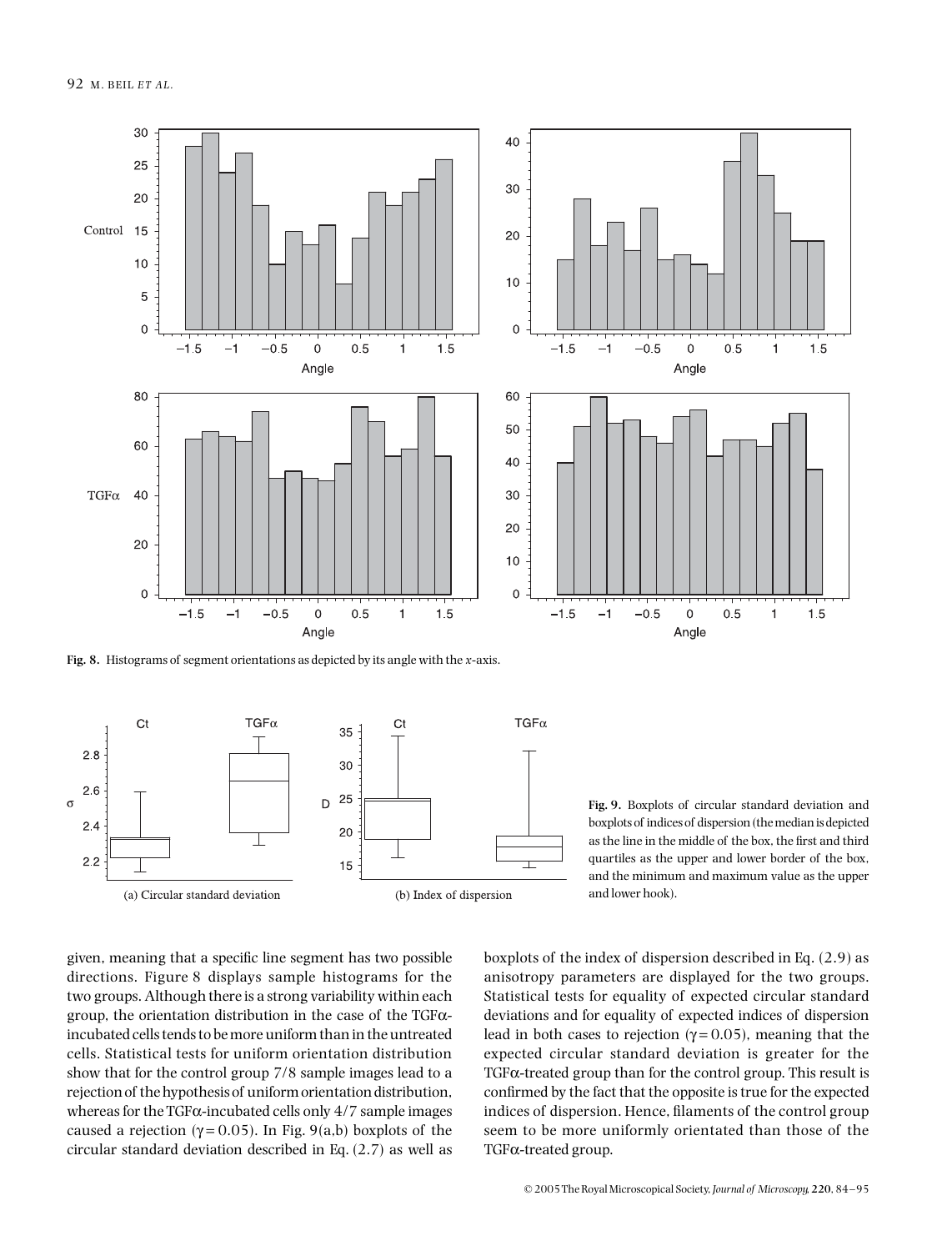Fig. 8. Histograms of segment orientations as depicted by its angle with the $x$-axis.

Fig. 9. Boxplots of circular standard deviation and boxplots of indices of dispersion (the median is depicted as the line in the middle of the box, the first and third quartiles as the upper and lower border of the box, and the minimum and maximum value as the upper and lower hook).

given, meaning that a specific line segment has two possible directions. Figure 8 displays sample histograms for the two groups. Although there is a strong variability within each group, the orientation distribution in the case of the TGFα-incubated cells tends to be more uniform than in the untreated cells. Statistical tests for uniform orientation distribution show that for the control group 7/8 sample images lead to a rejection of the hypothesis of uniform orientation distribution, whereas for the TGFα-incubated cells only 4/7 sample images caused a rejection ($\gamma = 0.05$). In Fig. 9(a,b) boxplots of the circular standard deviation described in Eq. (2.7) as well as boxplots of the index of dispersion described in Eq. (2.9) as anisotropy parameters are displayed for the two groups. Statistical tests for equality of expected circular standard deviations and for equality of expected indices of dispersion lead in both cases to rejection ($\gamma = 0.05$), meaning that the expected circular standard deviation is greater for the TGFα-treated group than for the control group. This result is confirmed by the fact that the opposite is true for the expected indices of dispersion. Hence, filaments of the control group seem to be more uniformly orientated than those of the TGFα-treated group.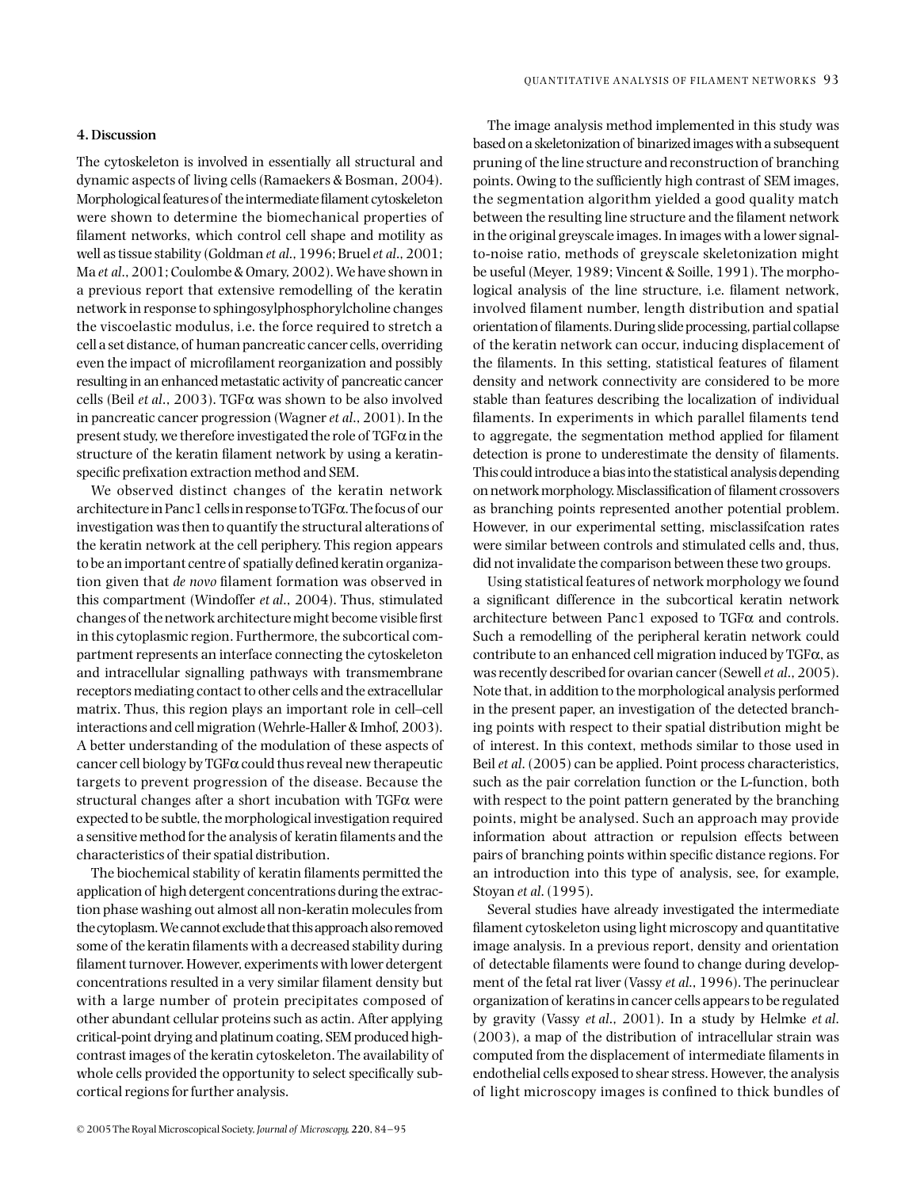## 4. Discussion

The cytoskeleton is involved in essentially all structural and dynamic aspects of living cells (Ramaekers & Bosman, 2004). Morphological features of the intermediate filament cytoskeleton were shown to determine the biomechanical properties of filament networks, which control cell shape and motility as well as tissue stability (Goldman *et al*., 1996; Bruel *et al*., 2001; Ma *et al*., 2001; Coulombe & Omary, 2002). We have shown in a previous report that extensive remodelling of the keratin network in response to sphingosylphosphorylcholine changes the viscoelastic modulus, i.e. the force required to stretch a cell a set distance, of human pancreatic cancer cells, overriding even the impact of microfilament reorganization and possibly resulting in an enhanced metastatic activity of pancreatic cancer cells (Beil *et al*., 2003). TGFα was shown to be also involved in pancreatic cancer progression (Wagner *et al*., 2001). In the present study, we therefore investigated the role of TGFα in the structure of the keratin filament network by using a keratin-specific prefixation extraction method and SEM.

We observed distinct changes of the keratin network architecture in Panc1 cells in response to TGFα. The focus of our investigation was then to quantify the structural alterations of the keratin network at the cell periphery. This region appears to be an important centre of spatially defined keratin organization given that *de novo* filament formation was observed in this compartment (Windoffer *et al*., 2004). Thus, stimulated changes of the network architecture might become visible first in this cytoplasmic region. Furthermore, the subcortical compartment represents an interface connecting the cytoskeleton and intracellular signalling pathways with transmembrane receptors mediating contact to other cells and the extracellular matrix. Thus, this region plays an important role in cell–cell interactions and cell migration (Wehrle-Haller & Imhof, 2003). A better understanding of the modulation of these aspects of cancer cell biology by TGFα could thus reveal new therapeutic targets to prevent progression of the disease. Because the structural changes after a short incubation with TGFα were expected to be subtle, the morphological investigation required a sensitive method for the analysis of keratin filaments and the characteristics of their spatial distribution.

The biochemical stability of keratin filaments permitted the application of high detergent concentrations during the extraction phase washing out almost all non-keratin molecules from the cytoplasm. We cannot exclude that this approach also removed some of the keratin filaments with a decreased stability during filament turnover. However, experiments with lower detergent concentrations resulted in a very similar filament density but with a large number of protein precipitates composed of other abundant cellular proteins such as actin. After applying critical-point drying and platinum coating, SEM produced high-contrast images of the keratin cytoskeleton. The availability of whole cells provided the opportunity to select specifically subcortical regions for further analysis.

The image analysis method implemented in this study was based on a skeletonization of binarized images with a subsequent pruning of the line structure and reconstruction of branching points. Owing to the sufficiently high contrast of SEM images, the segmentation algorithm yielded a good quality match between the resulting line structure and the filament network in the original greyscale images. In images with a lower signal-to-noise ratio, methods of greyscale skeletonization might be useful (Meyer, 1989; Vincent & Soille, 1991). The morphological analysis of the line structure, i.e. filament network, involved filament number, length distribution and spatial orientation of filaments. During slide processing, partial collapse of the keratin network can occur, inducing displacement of the filaments. In this setting, statistical features of filament density and network connectivity are considered to be more stable than features describing the localization of individual filaments. In experiments in which parallel filaments tend to aggregate, the segmentation method applied for filament detection is prone to underestimate the density of filaments. This could introduce a bias into the statistical analysis depending on network morphology. Misclassification of filament crossovers as branching points represented another potential problem. However, in our experimental setting, misclassifcation rates were similar between controls and stimulated cells and, thus, did not invalidate the comparison between these two groups.

Using statistical features of network morphology we found a significant difference in the subcortical keratin network architecture between Panc1 exposed to TGFα and controls. Such a remodelling of the peripheral keratin network could contribute to an enhanced cell migration induced by TGFα, as was recently described for ovarian cancer (Sewell *et al*., 2005). Note that, in addition to the morphological analysis performed in the present paper, an investigation of the detected branching points with respect to their spatial distribution might be of interest. In this context, methods similar to those used in Beil *et al*. (2005) can be applied. Point process characteristics, such as the pair correlation function or the L-function, both with respect to the point pattern generated by the branching points, might be analysed. Such an approach may provide information about attraction or repulsion effects between pairs of branching points within specific distance regions. For an introduction into this type of analysis, see, for example, Stoyan *et al*. (1995).

Several studies have already investigated the intermediate filament cytoskeleton using light microscopy and quantitative image analysis. In a previous report, density and orientation of detectable filaments were found to change during development of the fetal rat liver (Vassy *et al*., 1996). The perinuclear organization of keratins in cancer cells appears to be regulated by gravity (Vassy *et al*., 2001). In a study by Helmke *et al*. (2003), a map of the distribution of intracellular strain was computed from the displacement of intermediate filaments in endothelial cells exposed to shear stress. However, the analysis of light microscopy images is confined to thick bundles of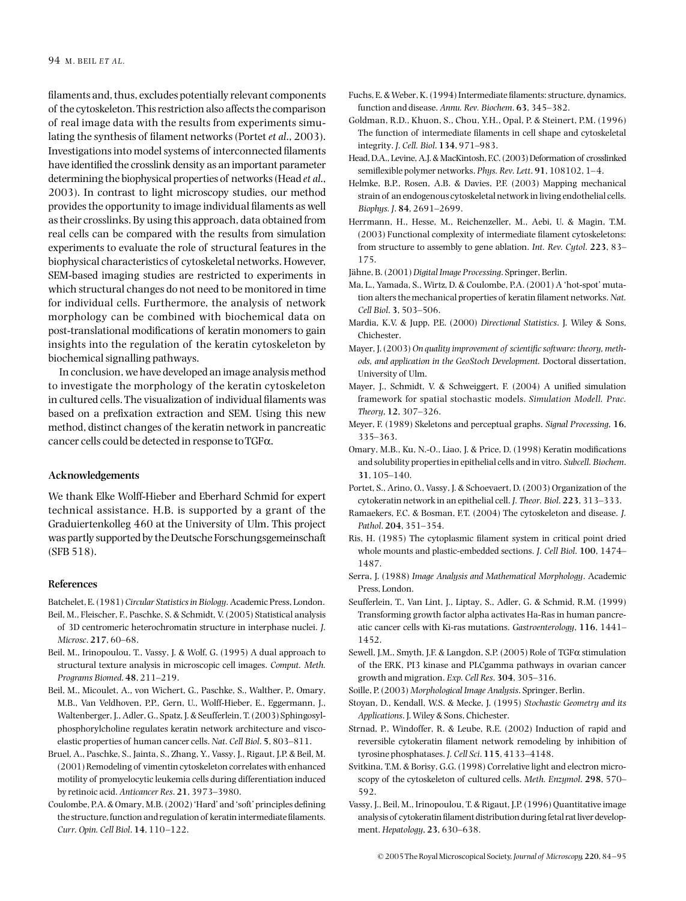filaments and, thus, excludes potentially relevant components of the cytoskeleton. This restriction also affects the comparison of real image data with the results from experiments simulating the synthesis of filament networks (Portet *et al.*, 2003). Investigations into model systems of interconnected filaments have identified the crosslink density as an important parameter determining the biophysical properties of networks (Head *et al.*, 2003). In contrast to light microscopy studies, our method provides the opportunity to image individual filaments as well as their crosslinks. By using this approach, data obtained from real cells can be compared with the results from simulation experiments to evaluate the role of structural features in the biophysical characteristics of cytoskeletal networks. However, SEM-based imaging studies are restricted to experiments in which structural changes do not need to be monitored in time for individual cells. Furthermore, the analysis of network morphology can be combined with biochemical data on post-translational modifications of keratin monomers to gain insights into the regulation of the keratin cytoskeleton by biochemical signalling pathways.

In conclusion, we have developed an image analysis method to investigate the morphology of the keratin cytoskeleton in cultured cells. The visualization of individual filaments was based on a prefixation extraction and SEM. Using this new method, distinct changes of the keratin network in pancreatic cancer cells could be detected in response to TGF$\alpha$.

### Acknowledgements

We thank Elke Wolff-Hieber and Eberhard Schmid for expert technical assistance. H.B. is supported by a grant of the Graduiertenkolleg 460 at the University of Ulm. This project was partly supported by the Deutsche Forschungsgemeinschaft (SFB 518).

### References

Batchelet, E. (1981) *Circular Statistics in Biology*. Academic Press, London.

Beil, M., Fleischer, F., Paschke, S. & Schmidt, V. (2005) Statistical analysis of 3D centromeric heterochromatin structure in interphase nuclei. *J. Microsc*. **217**, 60–68.

Beil, M., Irinopoulou, T., Vassy, J. & Wolf, G. (1995) A dual approach to structural texture analysis in microscopic cell images. *Comput. Meth. Programs Biomed*. **48**, 211–219.

Beil, M., Micoulet, A., von Wichert, G., Paschke, S., Walther, P., Omary, M.B., Van Veldhoven, P.P., Gern, U., Wolff-Hieber, E., Eggermann, J., Waltenberger, J., Adler, G., Spatz, J. & Seufferlein, T. (2003) Sphingosylphosphorylcholine regulates keratin network architecture and viscoelastic properties of human cancer cells. *Nat. Cell Biol*. **5**, 803–811.

Bruel, A., Paschke, S., Jainta, S., Zhang, Y., Vassy, J., Rigaut, J.P. & Beil, M. (2001) Remodeling of vimentin cytoskeleton correlates with enhanced motility of promyelocytic leukemia cells during differentiation induced by retinoic acid. *Anticancer Res*. **21**, 3973–3980.

Coulombe, P.A. & Omary, M.B. (2002) 'Hard' and 'soft' principles defining the structure, function and regulation of keratin intermediate filaments. *Curr. Opin. Cell Biol*. **14**, 110–122.

Fuchs, E. & Weber, K. (1994) Intermediate filaments: structure, dynamics, function and disease. *Annu. Rev. Biochem*. **63**, 345–382.

Goldman, R.D., Khuon, S., Chou, Y.H., Opal, P. & Steinert, P.M. (1996) The function of intermediate filaments in cell shape and cytoskeletal integrity. *J. Cell. Biol*. **134**, 971–983.

Head, D.A., Levine, A.J. & MacKintosh, F.C. (2003) Deformation of crosslinked semiflexible polymer networks. *Phys. Rev. Lett*. **91**, 108102, 1–4.

Helmke, B.P., Rosen, A.B. & Davies, P.F. (2003) Mapping mechanical strain of an endogenous cytoskeletal network in living endothelial cells. *Biophys. J*. **84**, 2691–2699.

Herrmann, H., Hesse, M., Reichenzeller, M., Aebi, U. & Magin, T.M. (2003) Functional complexity of intermediate filament cytoskeletons: from structure to assembly to gene ablation. *Int. Rev. Cytol*. **223**, 83–175.

Jähne, B. (2001) *Digital Image Processing*. Springer, Berlin.

Ma, L., Yamada, S., Wirtz, D. & Coulombe, P.A. (2001) A 'hot-spot' mutation alters the mechanical properties of keratin filament networks. *Nat. Cell Biol*. **3**, 503–506.

Mardia, K.V. & Jupp, P.E. (2000) *Directional Statistics*. J. Wiley & Sons, Chichester.

Mayer, J. (2003) *On quality improvement of scientific software: theory, methods, and application in the GeoStoch Development*. Doctoral dissertation, University of Ulm.

Mayer, J., Schmidt, V. & Schweiggert, F. (2004) A unified simulation framework for spatial stochastic models. *Simulation Modell. Prac. Theory*, **12**, 307–326.

Meyer, F. (1989) Skeletons and perceptual graphs. *Signal Processing*, **16**, 335–363.

Omary, M.B., Ku, N.-O., Liao, J. & Price, D. (1998) Keratin modifications and solubility properties in epithelial cells and in vitro. *Subcell. Biochem*. **31**, 105–140.

Portet, S., Arino, O., Vassy, J. & Schoevaert, D. (2003) Organization of the cytokeratin network in an epithelial cell. *J. Theor. Biol*. **223**, 313–333.

Ramaekers, F.C. & Bosman, F.T. (2004) The cytoskeleton and disease. *J. Pathol*. **204**, 351–354.

Ris, H. (1985) The cytoplasmic filament system in critical point dried whole mounts and plastic-embedded sections. *J. Cell Biol*. **100**, 1474–1487.

Serra, J. (1988) *Image Analysis and Mathematical Morphology*. Academic Press, London.

Seufferlein, T., Van Lint, J., Liptay, S., Adler, G. & Schmid, R.M. (1999) Transforming growth factor alpha activates Ha-Ras in human pancreatic cancer cells with Ki-ras mutations. *Gastroenterology*, **116**, 1441–1452.

Sewell, J.M., Smyth, J.F. & Langdon, S.P. (2005) Role of TGF$\alpha$ stimulation of the ERK, PI3 kinase and PLCgamma pathways in ovarian cancer growth and migration. *Exp. Cell Res*. **304**, 305–316.

Soille, P. (2003) *Morphological Image Analysis*. Springer, Berlin.

Stoyan, D., Kendall, W.S. & Mecke, J. (1995) *Stochastic Geometry and its Applications*. J. Wiley & Sons, Chichester.

Strnad, P., Windoffer, R. & Leube, R.E. (2002) Induction of rapid and reversible cytokeratin filament network remodeling by inhibition of tyrosine phosphatases. *J. Cell Sci*. **115**, 4133–4148.

Svitkina, T.M. & Borisy, G.G. (1998) Correlative light and electron microscopy of the cytoskeleton of cultured cells. *Meth. Enzymol*. **298**, 570–592.

Vassy, J., Beil, M., Irinopoulou, T. & Rigaut, J.P. (1996) Quantitative image analysis of cytokeratin filament distribution during fetal rat liver development. *Hepatology*, **23**, 630–638.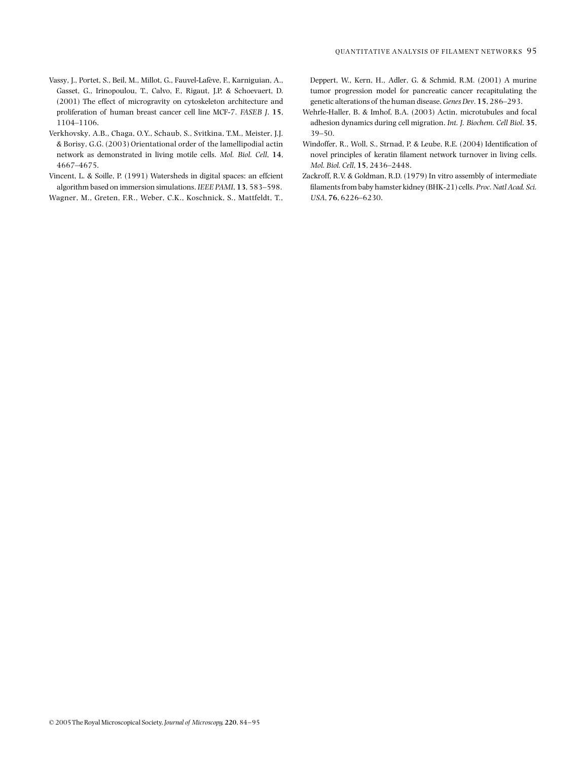Vassy, J., Portet, S., Beil, M., Millot, G., Fauvel-Lafève, F., Karniguian, A., Gasset, G., Irinopoulou, T., Calvo, F., Rigaut, J.P. & Schoevaert, D. (2001) The effect of microgravity on cytoskeleton architecture and proliferation of human breast cancer cell line MCF-7. *FASEB J*. **15**, 1104–1106.

Verkhovsky, A.B., Chaga, O.Y., Schaub, S., Svitkina, T.M., Meister, J.J. & Borisy, G.G. (2003) Orientational order of the lamellipodial actin network as demonstrated in living motile cells. *Mol. Biol. Cell*, **14**, 4667–4675.

Vincent, L. & Soille, P. (1991) Watersheds in digital spaces: an effcient algorithm based on immersion simulations. *IEEE PAMI*, **13**, 583–598.

Wagner, M., Greten, F.R., Weber, C.K., Koschnick, S., Mattfeldt, T., Deppert, W., Kern, H., Adler, G. & Schmid, R.M. (2001) A murine tumor progression model for pancreatic cancer recapitulating the genetic alterations of the human disease. *Genes Dev*. **15**, 286–293.

Wehrle-Haller, B. & Imhof, B.A. (2003) Actin, microtubules and focal adhesion dynamics during cell migration. *Int. J. Biochem. Cell Biol*. **35**, 39–50.

Windoffer, R., Woll, S., Strnad, P. & Leube, R.E. (2004) Identification of novel principles of keratin filament network turnover in living cells. *Mol. Biol. Cell*, **15**, 2436–2448.

Zackroff, R.V. & Goldman, R.D. (1979) In vitro assembly of intermediate filaments from baby hamster kidney (BHK-21) cells. *Proc. Natl Acad. Sci. USA*, **76**, 6226–6230.